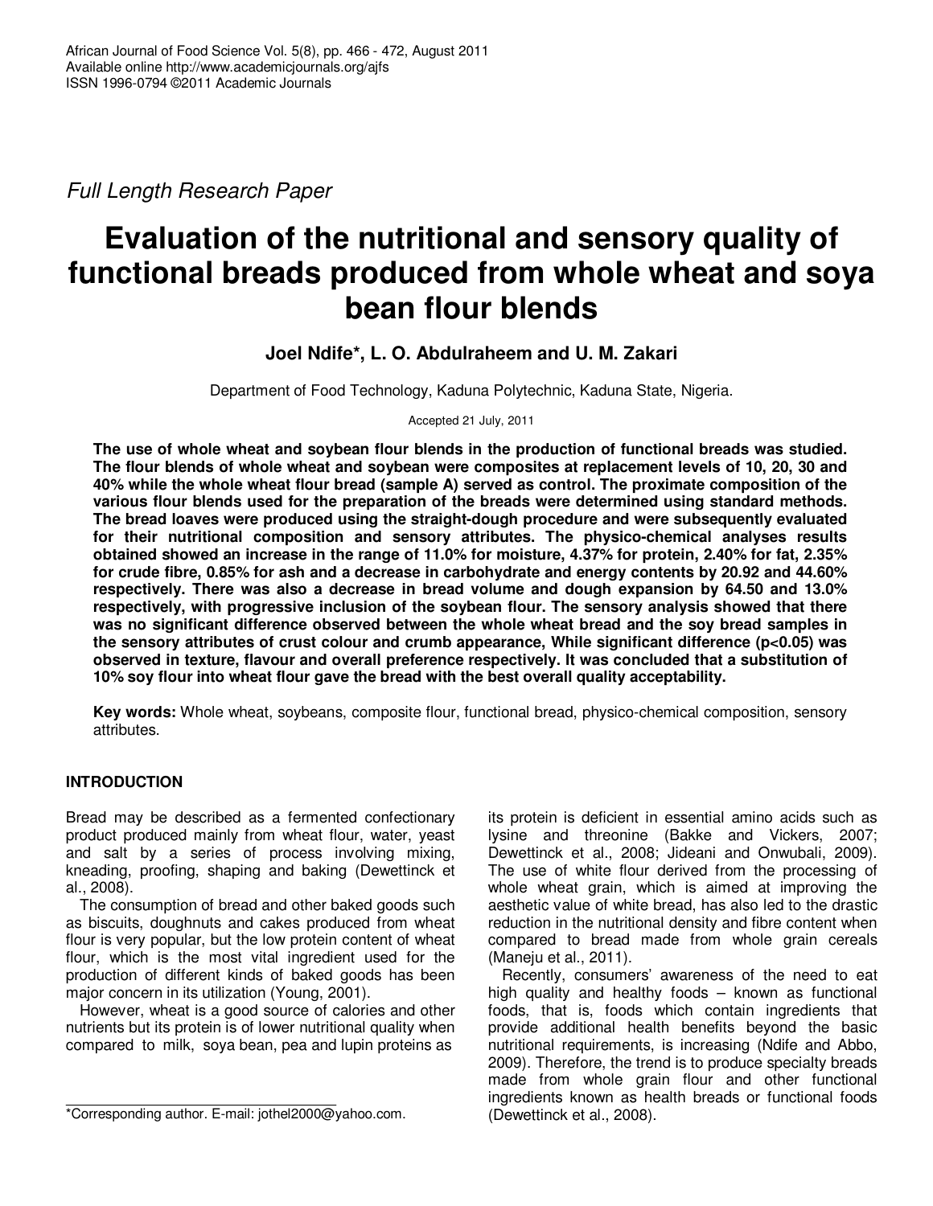*Full Length Research Paper*

# Evaluation of the nutritional and sensory quality of functional breads produced from whole wheat and soya bean flour blends

**Joel Ndife*, L. O. Abdulraheem and U. M. Zakari**

Department of Food Technology, Kaduna Polytechnic, Kaduna State, Nigeria.

Accepted 21 July, 2011

**The use of whole wheat and soybean flour blends in the production of functional breads was studied. The flour blends of whole wheat and soybean were composites at replacement levels of 10, 20, 30 and 40% while the whole wheat flour bread (sample A) served as control. The proximate composition of the various flour blends used for the preparation of the breads were determined using standard methods. The bread loaves were produced using the straight-dough procedure and were subsequently evaluated for their nutritional composition and sensory attributes. The physico-chemical analyses results obtained showed an increase in the range of 11.0% for moisture, 4.37% for protein, 2.40% for fat, 2.35% for crude fibre, 0.85% for ash and a decrease in carbohydrate and energy contents by 20.92 and 44.60% respectively. There was also a decrease in bread volume and dough expansion by 64.50 and 13.0% respectively, with progressive inclusion of the soybean flour. The sensory analysis showed that there was no significant difference observed between the whole wheat bread and the soy bread samples in the sensory attributes of crust colour and crumb appearance, While significant difference ($p<0.05$) was observed in texture, flavour and overall preference respectively. It was concluded that a substitution of 10% soy flour into wheat flour gave the bread with the best overall quality acceptability.**

**Key words:** Whole wheat, soybeans, composite flour, functional bread, physico-chemical composition, sensory attributes.

## INTRODUCTION

Bread may be described as a fermented confectionary product produced mainly from wheat flour, water, yeast and salt by a series of process involving mixing, kneading, proofing, shaping and baking (Dewettinck et al., 2008).

The consumption of bread and other baked goods such as biscuits, doughnuts and cakes produced from wheat flour is very popular, but the low protein content of wheat flour, which is the most vital ingredient used for the production of different kinds of baked goods has been major concern in its utilization (Young, 2001).

However, wheat is a good source of calories and other nutrients but its protein is of lower nutritional quality when compared to milk, soya bean, pea and lupin proteins as its protein is deficient in essential amino acids such as lysine and threonine (Bakke and Vickers, 2007; Dewettinck et al., 2008; Jideani and Onwubali, 2009). The use of white flour derived from the processing of whole wheat grain, which is aimed at improving the aesthetic value of white bread, has also led to the drastic reduction in the nutritional density and fibre content when compared to bread made from whole grain cereals (Maneju et al., 2011).

Recently, consumers' awareness of the need to eat high quality and healthy foods – known as functional foods, that is, foods which contain ingredients that provide additional health benefits beyond the basic nutritional requirements, is increasing (Ndife and Abbo, 2009). Therefore, the trend is to produce specialty breads made from whole grain flour and other functional ingredients known as health breads or functional foods (Dewettinck et al., 2008).

*Corresponding author. E-mail: jothel2000@yahoo.com.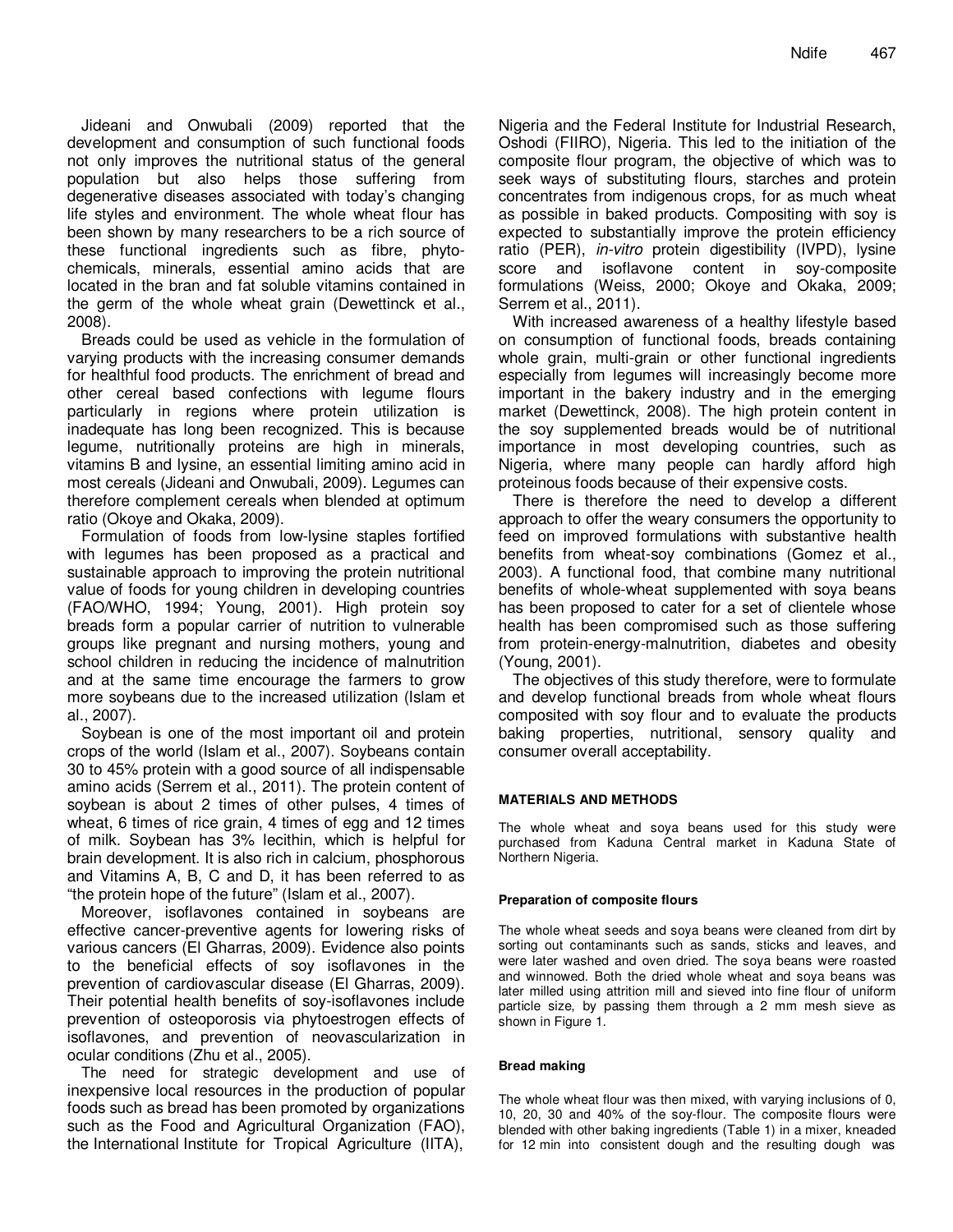Jideani and Onwubali (2009) reported that the development and consumption of such functional foods not only improves the nutritional status of the general population but also helps those suffering from degenerative diseases associated with today's changing life styles and environment. The whole wheat flour has been shown by many researchers to be a rich source of these functional ingredients such as fibre, phyto-chemicals, minerals, essential amino acids that are located in the bran and fat soluble vitamins contained in the germ of the whole wheat grain (Dewettinck et al., 2008).

Breads could be used as vehicle in the formulation of varying products with the increasing consumer demands for healthful food products. The enrichment of bread and other cereal based confections with legume flours particularly in regions where protein utilization is inadequate has long been recognized. This is because legume, nutritionally proteins are high in minerals, vitamins B and lysine, an essential limiting amino acid in most cereals (Jideani and Onwubali, 2009). Legumes can therefore complement cereals when blended at optimum ratio (Okoye and Okaka, 2009).

Formulation of foods from low-lysine staples fortified with legumes has been proposed as a practical and sustainable approach to improving the protein nutritional value of foods for young children in developing countries (FAO/WHO, 1994; Young, 2001). High protein soy breads form a popular carrier of nutrition to vulnerable groups like pregnant and nursing mothers, young and school children in reducing the incidence of malnutrition and at the same time encourage the farmers to grow more soybeans due to the increased utilization (Islam et al., 2007).

Soybean is one of the most important oil and protein crops of the world (Islam et al., 2007). Soybeans contain 30 to 45% protein with a good source of all indispensable amino acids (Serrem et al., 2011). The protein content of soybean is about 2 times of other pulses, 4 times of wheat, 6 times of rice grain, 4 times of egg and 12 times of milk. Soybean has 3% lecithin, which is helpful for brain development. It is also rich in calcium, phosphorous and Vitamins A, B, C and D, it has been referred to as "the protein hope of the future" (Islam et al., 2007).

Moreover, isoflavones contained in soybeans are effective cancer-preventive agents for lowering risks of various cancers (El Gharras, 2009). Evidence also points to the beneficial effects of soy isoflavones in the prevention of cardiovascular disease (El Gharras, 2009). Their potential health benefits of soy-isoflavones include prevention of osteoporosis via phytoestrogen effects of isoflavones, and prevention of neovascularization in ocular conditions (Zhu et al., 2005).

The need for strategic development and use of inexpensive local resources in the production of popular foods such as bread has been promoted by organizations such as the Food and Agricultural Organization (FAO), the International Institute for Tropical Agriculture (IITA), Nigeria and the Federal Institute for Industrial Research, Oshodi (FIIRO), Nigeria. This led to the initiation of the composite flour program, the objective of which was to seek ways of substituting flours, starches and protein concentrates from indigenous crops, for as much wheat as possible in baked products. Compositing with soy is expected to substantially improve the protein efficiency ratio (PER), *in-vitro* protein digestibility (IVPD), lysine score and isoflavone content in soy-composite formulations (Weiss, 2000; Okoye and Okaka, 2009; Serrem et al., 2011).

With increased awareness of a healthy lifestyle based on consumption of functional foods, breads containing whole grain, multi-grain or other functional ingredients especially from legumes will increasingly become more important in the bakery industry and in the emerging market (Dewettinck, 2008). The high protein content in the soy supplemented breads would be of nutritional importance in most developing countries, such as Nigeria, where many people can hardly afford high proteinous foods because of their expensive costs.

There is therefore the need to develop a different approach to offer the weary consumers the opportunity to feed on improved formulations with substantive health benefits from wheat-soy combinations (Gomez et al., 2003). A functional food, that combine many nutritional benefits of whole-wheat supplemented with soya beans has been proposed to cater for a set of clientele whose health has been compromised such as those suffering from protein-energy-malnutrition, diabetes and obesity (Young, 2001).

The objectives of this study therefore, were to formulate and develop functional breads from whole wheat flours composited with soy flour and to evaluate the products baking properties, nutritional, sensory quality and consumer overall acceptability.

## MATERIALS AND METHODS

The whole wheat and soya beans used for this study were purchased from Kaduna Central market in Kaduna State of Northern Nigeria.

### Preparation of composite flours

The whole wheat seeds and soya beans were cleaned from dirt by sorting out contaminants such as sands, sticks and leaves, and were later washed and oven dried. The soya beans were roasted and winnowed. Both the dried whole wheat and soya beans was later milled using attrition mill and sieved into fine flour of uniform particle size, by passing them through a 2 mm mesh sieve as shown in Figure 1.

### Bread making

The whole wheat flour was then mixed, with varying inclusions of 0, 10, 20, 30 and 40% of the soy-flour. The composite flours were blended with other baking ingredients (Table 1) in a mixer, kneaded for 12 min into consistent dough and the resulting dough was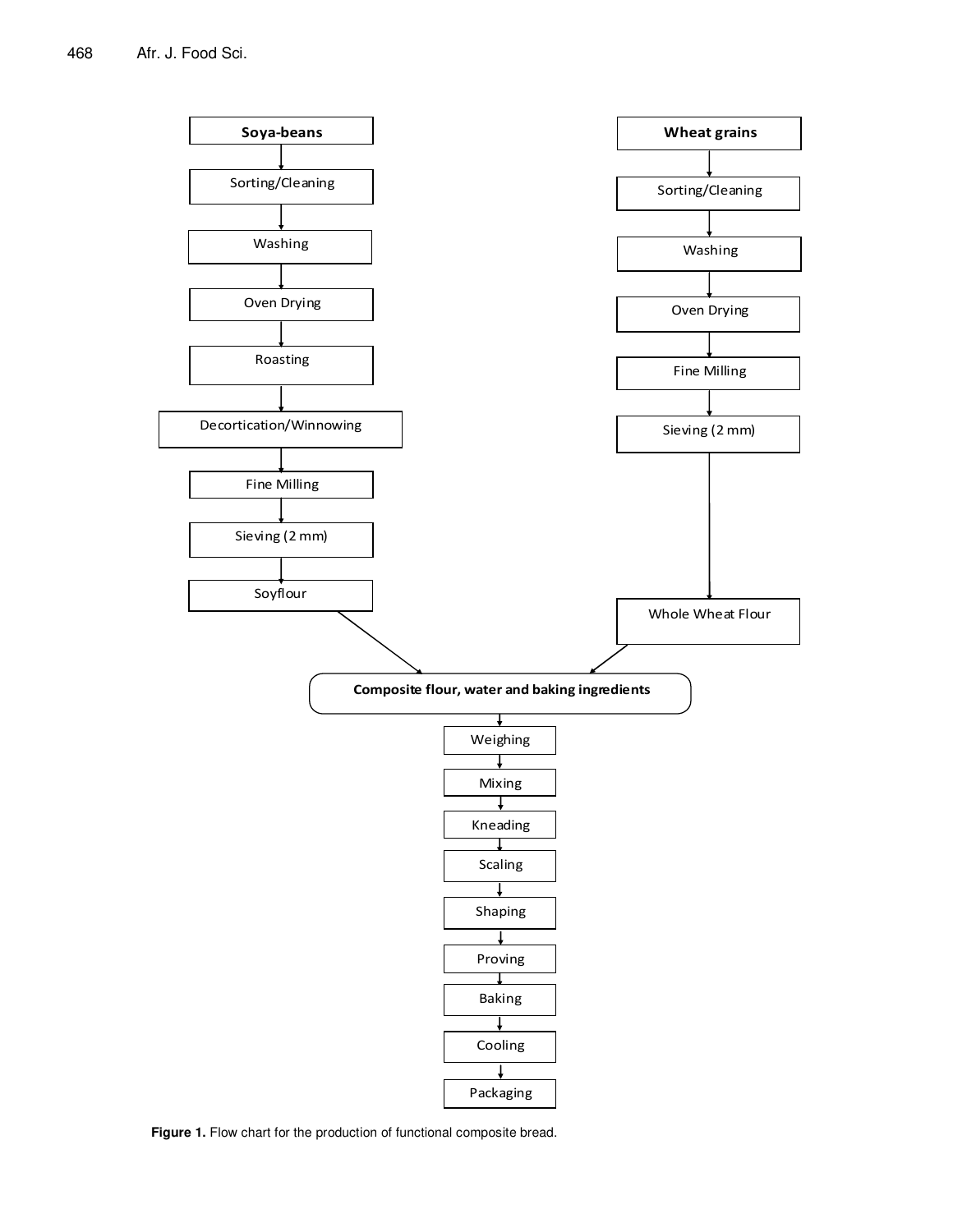**Soya-beans**

Sorting/Cleaning → Washing → Oven Drying → Roasting → Decortication/Winnowing → Fine Milling → Sieving (2 mm) → Soyflour

**Wheat grains**

Sorting/Cleaning → Washing → Oven Drying → Fine Milling → Sieving (2 mm) → Whole Wheat Flour

**Composite flour, water and baking ingredients**

Weighing → Mixing → Kneading → Scaling → Shaping → Proving → Baking → Cooling → Packaging

**Figure 1.** Flow chart for the production of functional composite bread.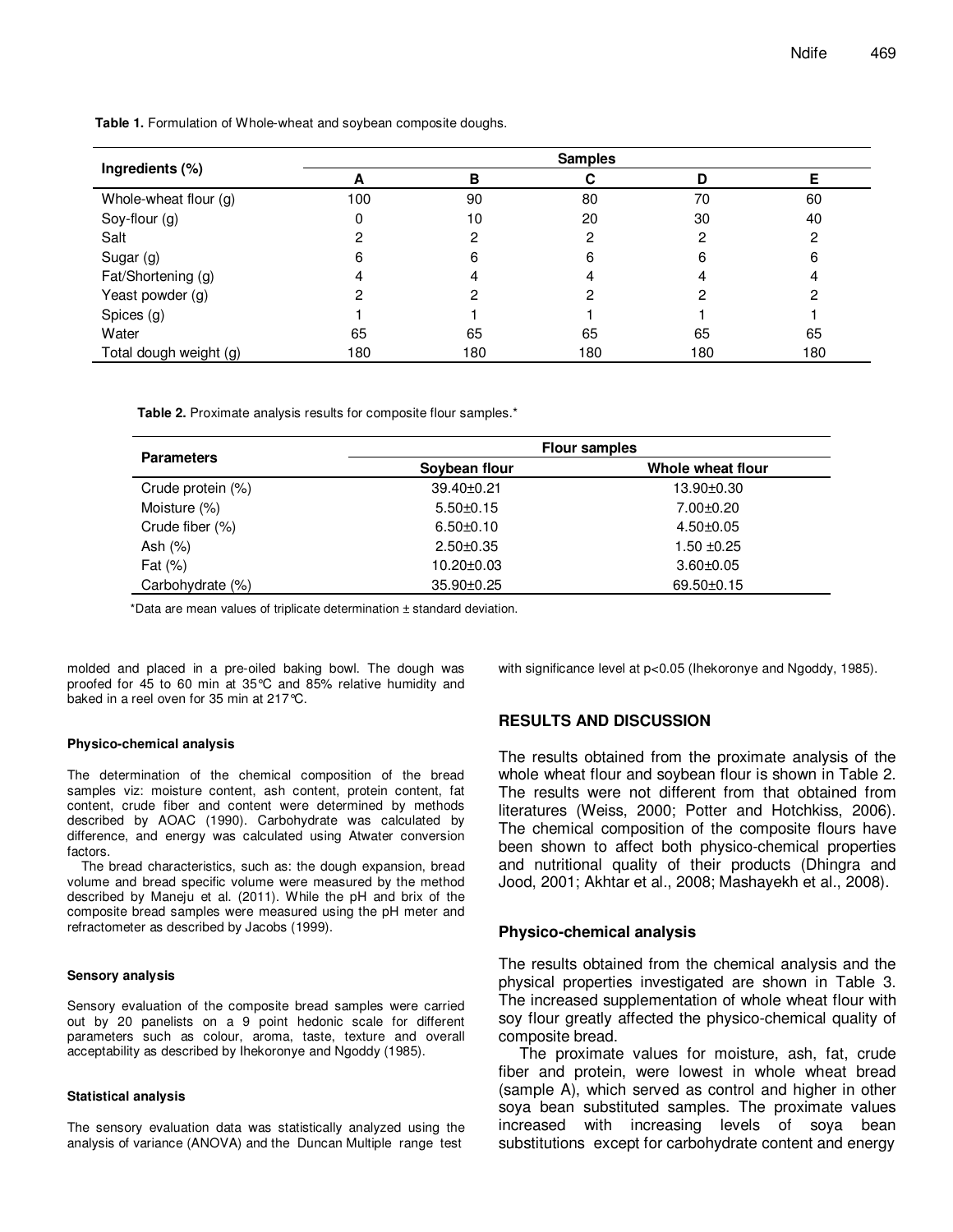**Table 1.** Formulation of Whole-wheat and soybean composite doughs.

| Ingredients (%) | Samples | | | | |
|---|---|---|---|---|---|
| | A | B | C | D | E |
| Whole-wheat flour (g) | 100 | 90 | 80 | 70 | 60 |
| Soy-flour (g) | 0 | 10 | 20 | 30 | 40 |
| Salt | 2 | 2 | 2 | 2 | 2 |
| Sugar (g) | 6 | 6 | 6 | 6 | 6 |
| Fat/Shortening (g) | 4 | 4 | 4 | 4 | 4 |
| Yeast powder (g) | 2 | 2 | 2 | 2 | 2 |
| Spices (g) | 1 | 1 | 1 | 1 | 1 |
| Water | 65 | 65 | 65 | 65 | 65 |
| Total dough weight (g) | 180 | 180 | 180 | 180 | 180 |

**Table 2.** Proximate analysis results for composite flour samples.*

| Parameters | Flour samples | |
|---|---|---|
| | Soybean flour | Whole wheat flour |
| Crude protein (%) | 39.40±0.21 | 13.90±0.30 |
| Moisture (%) | 5.50±0.15 | 7.00±0.20 |
| Crude fiber (%) | 6.50±0.10 | 4.50±0.05 |
| Ash (%) | 2.50±0.35 | 1.50 ±0.25 |
| Fat (%) | 10.20±0.03 | 3.60±0.05 |
| Carbohydrate (%) | 35.90±0.25 | 69.50±0.15 |

*Data are mean values of triplicate determination ± standard deviation.

molded and placed in a pre-oiled baking bowl. The dough was proofed for 45 to 60 min at 35°C and 85% relative humidity and baked in a reel oven for 35 min at 217°C.

#### Physico-chemical analysis

The determination of the chemical composition of the bread samples viz: moisture content, ash content, protein content, fat content, crude fiber and content were determined by methods described by AOAC (1990). Carbohydrate was calculated by difference, and energy was calculated using Atwater conversion factors.

The bread characteristics, such as: the dough expansion, bread volume and bread specific volume were measured by the method described by Maneju et al. (2011). While the pH and brix of the composite bread samples were measured using the pH meter and refractometer as described by Jacobs (1999).

#### Sensory analysis

Sensory evaluation of the composite bread samples were carried out by 20 panelists on a 9 point hedonic scale for different parameters such as colour, aroma, taste, texture and overall acceptability as described by Ihekoronye and Ngoddy (1985).

#### Statistical analysis

The sensory evaluation data was statistically analyzed using the analysis of variance (ANOVA) and the Duncan Multiple range test with significance level at $p<0.05$ (Ihekoronye and Ngoddy, 1985).

## RESULTS AND DISCUSSION

The results obtained from the proximate analysis of the whole wheat flour and soybean flour is shown in Table 2. The results were not different from that obtained from literatures (Weiss, 2000; Potter and Hotchkiss, 2006). The chemical composition of the composite flours have been shown to affect both physico-chemical properties and nutritional quality of their products (Dhingra and Jood, 2001; Akhtar et al., 2008; Mashayekh et al., 2008).

### Physico-chemical analysis

The results obtained from the chemical analysis and the physical properties investigated are shown in Table 3. The increased supplementation of whole wheat flour with soy flour greatly affected the physico-chemical quality of composite bread.

The proximate values for moisture, ash, fat, crude fiber and protein, were lowest in whole wheat bread (sample A), which served as control and higher in other soya bean substituted samples. The proximate values increased with increasing levels of soya bean substitutions except for carbohydrate content and energy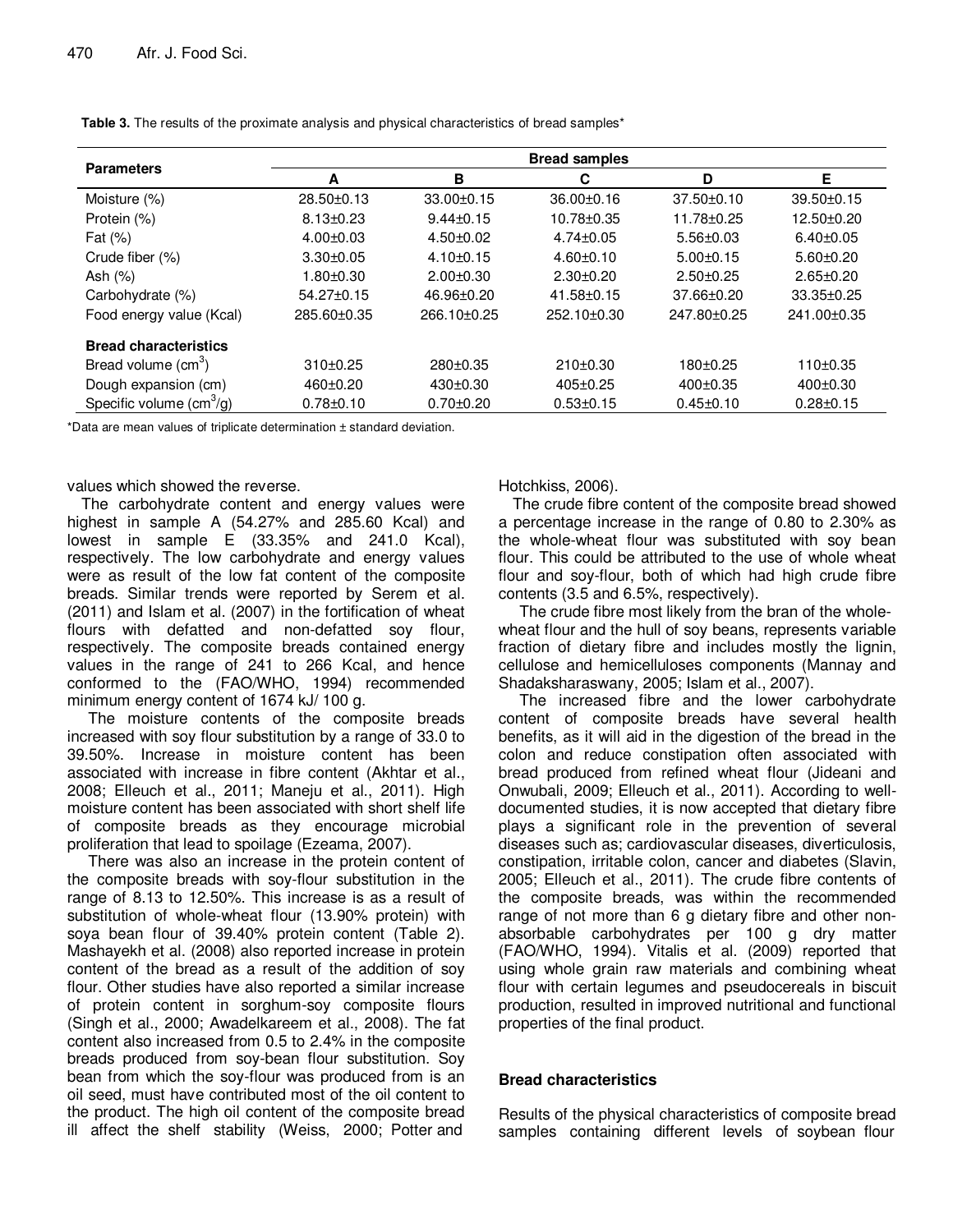**Table 3.** The results of the proximate analysis and physical characteristics of bread samples*

| Parameters | Bread samples | | | | |
|---|---|---|---|---|---|
| | A | B | C | D | E |
| Moisture (%) | 28.50±0.13 | 33.00±0.15 | 36.00±0.16 | 37.50±0.10 | 39.50±0.15 |
| Protein (%) | 8.13±0.23 | 9.44±0.15 | 10.78±0.35 | 11.78±0.25 | 12.50±0.20 |
| Fat (%) | 4.00±0.03 | 4.50±0.02 | 4.74±0.05 | 5.56±0.03 | 6.40±0.05 |
| Crude fiber (%) | 3.30±0.05 | 4.10±0.15 | 4.60±0.10 | 5.00±0.15 | 5.60±0.20 |
| Ash (%) | 1.80±0.30 | 2.00±0.30 | 2.30±0.20 | 2.50±0.25 | 2.65±0.20 |
| Carbohydrate (%) | 54.27±0.15 | 46.96±0.20 | 41.58±0.15 | 37.66±0.20 | 33.35±0.25 |
| Food energy value (Kcal) | 285.60±0.35 | 266.10±0.25 | 252.10±0.30 | 247.80±0.25 | 241.00±0.35 |
| **Bread characteristics** | | | | | |
| Bread volume ($cm^3$) | 310±0.25 | 280±0.35 | 210±0.30 | 180±0.25 | 110±0.35 |
| Dough expansion (cm) | 460±0.20 | 430±0.30 | 405±0.25 | 400±0.35 | 400±0.30 |
| Specific volume ($cm^3$/g) | 0.78±0.10 | 0.70±0.20 | 0.53±0.15 | 0.45±0.10 | 0.28±0.15 |

*Data are mean values of triplicate determination ± standard deviation.

values which showed the reverse.

The carbohydrate content and energy values were highest in sample A (54.27% and 285.60 Kcal) and lowest in sample E (33.35% and 241.0 Kcal), respectively. The low carbohydrate and energy values were as result of the low fat content of the composite breads. Similar trends were reported by Serem et al. (2011) and Islam et al. (2007) in the fortification of wheat flours with defatted and non-defatted soy flour, respectively. The composite breads contained energy values in the range of 241 to 266 Kcal, and hence conformed to the (FAO/WHO, 1994) recommended minimum energy content of 1674 kJ/ 100 g.

The moisture contents of the composite breads increased with soy flour substitution by a range of 33.0 to 39.50%. Increase in moisture content has been associated with increase in fibre content (Akhtar et al., 2008; Elleuch et al., 2011; Maneju et al., 2011). High moisture content has been associated with short shelf life of composite breads as they encourage microbial proliferation that lead to spoilage (Ezeama, 2007).

There was also an increase in the protein content of the composite breads with soy-flour substitution in the range of 8.13 to 12.50%. This increase is as a result of substitution of whole-wheat flour (13.90% protein) with soya bean flour of 39.40% protein content (Table 2). Mashayekh et al. (2008) also reported increase in protein content of the bread as a result of the addition of soy flour. Other studies have also reported a similar increase of protein content in sorghum-soy composite flours (Singh et al., 2000; Awadelkareem et al., 2008). The fat content also increased from 0.5 to 2.4% in the composite breads produced from soy-bean flour substitution. Soy bean from which the soy-flour was produced from is an oil seed, must have contributed most of the oil content to the product. The high oil content of the composite bread ill affect the shelf stability (Weiss, 2000; Potter and Hotchkiss, 2006).

The crude fibre content of the composite bread showed a percentage increase in the range of 0.80 to 2.30% as the whole-wheat flour was substituted with soy bean flour. This could be attributed to the use of whole wheat flour and soy-flour, both of which had high crude fibre contents (3.5 and 6.5%, respectively).

The crude fibre most likely from the bran of the whole-wheat flour and the hull of soy beans, represents variable fraction of dietary fibre and includes mostly the lignin, cellulose and hemicelluloses components (Mannay and Shadaksharaswany, 2005; Islam et al., 2007).

The increased fibre and the lower carbohydrate content of composite breads have several health benefits, as it will aid in the digestion of the bread in the colon and reduce constipation often associated with bread produced from refined wheat flour (Jideani and Onwubali, 2009; Elleuch et al., 2011). According to well-documented studies, it is now accepted that dietary fibre plays a significant role in the prevention of several diseases such as; cardiovascular diseases, diverticulosis, constipation, irritable colon, cancer and diabetes (Slavin, 2005; Elleuch et al., 2011). The crude fibre contents of the composite breads, was within the recommended range of not more than 6 g dietary fibre and other non-absorbable carbohydrates per 100 g dry matter (FAO/WHO, 1994). Vitalis et al. (2009) reported that using whole grain raw materials and combining wheat flour with certain legumes and pseudocereals in biscuit production, resulted in improved nutritional and functional properties of the final product.

## Bread characteristics

Results of the physical characteristics of composite bread samples containing different levels of soybean flour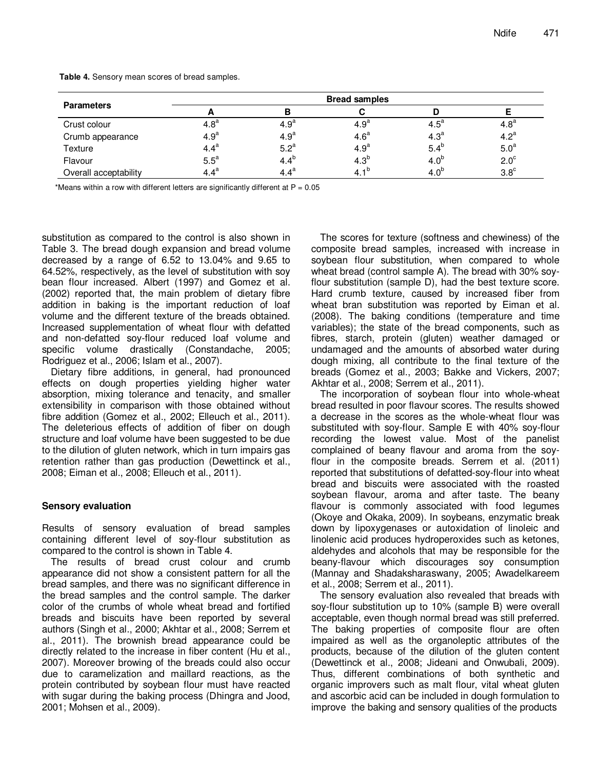**Table 4.** Sensory mean scores of bread samples.

| Parameters | Bread samples | | | | |
|---|---|---|---|---|---|
| | A | B | C | D | E |
| Crust colour | $4.8^a$ | $4.9^a$ | $4.9^a$ | $4.5^a$ | $4.8^a$ |
| Crumb appearance | $4.9^a$ | $4.9^a$ | $4.6^a$ | $4.3^a$ | $4.2^a$ |
| Texture | $4.4^a$ | $5.2^a$ | $4.9^a$ | $5.4^b$ | $5.0^a$ |
| Flavour | $5.5^a$ | $4.4^b$ | $4.3^b$ | $4.0^b$ | $2.0^c$ |
| Overall acceptability | $4.4^a$ | $4.4^a$ | $4.1^b$ | $4.0^b$ | $3.8^c$ |

*Means within a row with different letters are significantly different at $P = 0.05$

substitution as compared to the control is also shown in Table 3. The bread dough expansion and bread volume decreased by a range of 6.52 to 13.04% and 9.65 to 64.52%, respectively, as the level of substitution with soy bean flour increased. Albert (1997) and Gomez et al. (2002) reported that, the main problem of dietary fibre addition in baking is the important reduction of loaf volume and the different texture of the breads obtained. Increased supplementation of wheat flour with defatted and non-defatted soy-flour reduced loaf volume and specific volume drastically (Constandache, 2005; Rodriguez et al., 2006; Islam et al., 2007).

Dietary fibre additions, in general, had pronounced effects on dough properties yielding higher water absorption, mixing tolerance and tenacity, and smaller extensibility in comparison with those obtained without fibre addition (Gomez et al., 2002; Elleuch et al., 2011). The deleterious effects of addition of fiber on dough structure and loaf volume have been suggested to be due to the dilution of gluten network, which in turn impairs gas retention rather than gas production (Dewettinck et al., 2008; Eiman et al., 2008; Elleuch et al., 2011).

## Sensory evaluation

Results of sensory evaluation of bread samples containing different level of soy-flour substitution as compared to the control is shown in Table 4.

The results of bread crust colour and crumb appearance did not show a consistent pattern for all the bread samples, and there was no significant difference in the bread samples and the control sample. The darker color of the crumbs of whole wheat bread and fortified breads and biscuits have been reported by several authors (Singh et al., 2000; Akhtar et al., 2008; Serrem et al., 2011). The brownish bread appearance could be directly related to the increase in fiber content (Hu et al., 2007). Moreover browing of the breads could also occur due to caramelization and maillard reactions, as the protein contributed by soybean flour must have reacted with sugar during the baking process (Dhingra and Jood, 2001; Mohsen et al., 2009).

The scores for texture (softness and chewiness) of the composite bread samples, increased with increase in soybean flour substitution, when compared to whole wheat bread (control sample A). The bread with 30% soy-flour substitution (sample D), had the best texture score. Hard crumb texture, caused by increased fiber from wheat bran substitution was reported by Eiman et al. (2008). The baking conditions (temperature and time variables); the state of the bread components, such as fibres, starch, protein (gluten) weather damaged or undamaged and the amounts of absorbed water during dough mixing, all contribute to the final texture of the breads (Gomez et al., 2003; Bakke and Vickers, 2007; Akhtar et al., 2008; Serrem et al., 2011).

The incorporation of soybean flour into whole-wheat bread resulted in poor flavour scores. The results showed a decrease in the scores as the whole-wheat flour was substituted with soy-flour. Sample E with 40% soy-flour recording the lowest value. Most of the panelist complained of beany flavour and aroma from the soy-flour in the composite breads. Serrem et al. (2011) reported that substitutions of defatted-soy-flour into wheat bread and biscuits were associated with the roasted soybean flavour, aroma and after taste. The beany flavour is commonly associated with food legumes (Okoye and Okaka, 2009). In soybeans, enzymatic break down by lipoxygenases or autoxidation of linoleic and linolenic acid produces hydroperoxides such as ketones, aldehydes and alcohols that may be responsible for the beany-flavour which discourages soy consumption (Mannay and Shadaksharaswany, 2005; Awadelkareem et al., 2008; Serrem et al., 2011).

The sensory evaluation also revealed that breads with soy-flour substitution up to 10% (sample B) were overall acceptable, even though normal bread was still preferred. The baking properties of composite flour are often impaired as well as the organoleptic attributes of the products, because of the dilution of the gluten content (Dewettinck et al., 2008; Jideani and Onwubali, 2009). Thus, different combinations of both synthetic and organic improvers such as malt flour, vital wheat gluten and ascorbic acid can be included in dough formulation to improve the baking and sensory qualities of the products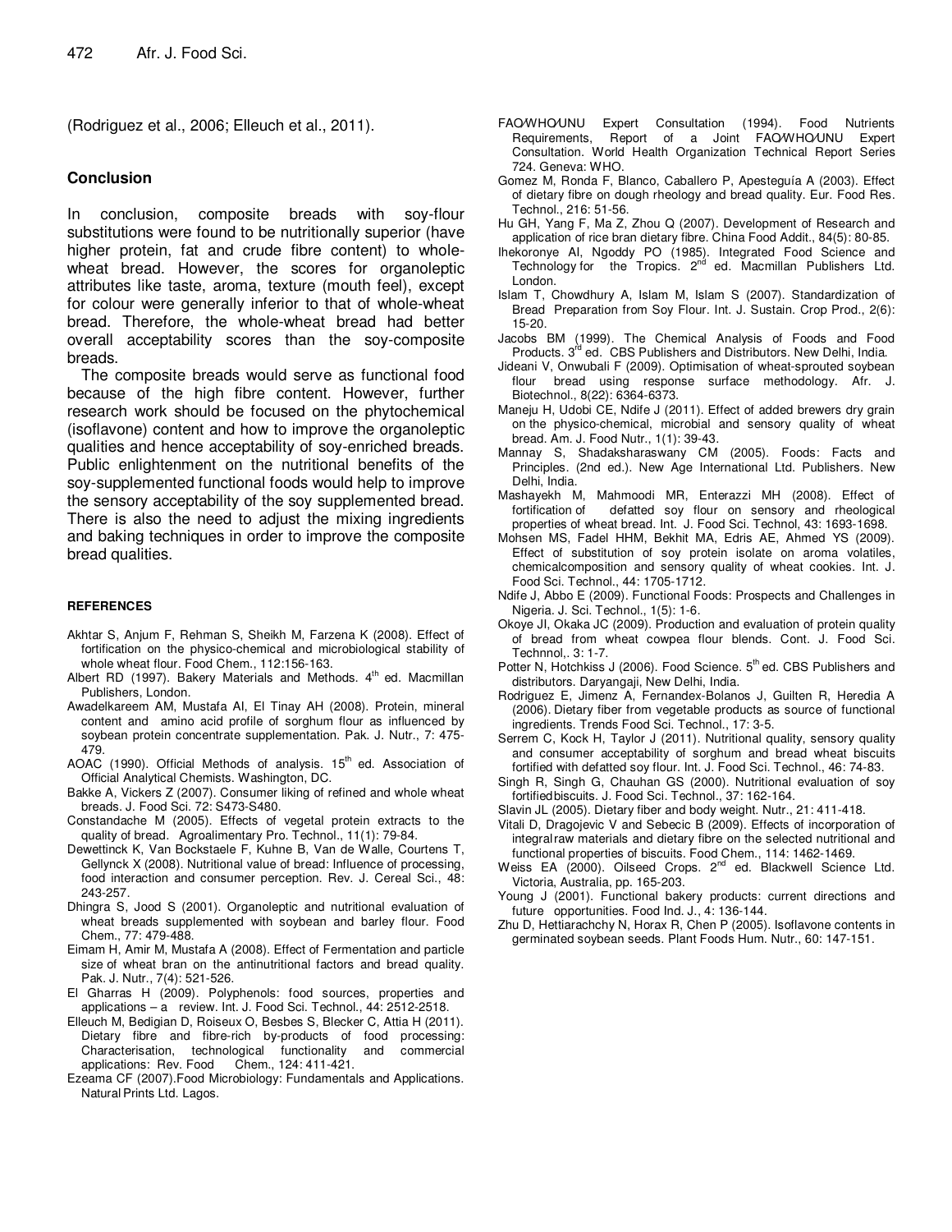(Rodriguez et al., 2006; Elleuch et al., 2011).

## Conclusion

In conclusion, composite breads with soy-flour substitutions were found to be nutritionally superior (have higher protein, fat and crude fibre content) to whole-wheat bread. However, the scores for organoleptic attributes like taste, aroma, texture (mouth feel), except for colour were generally inferior to that of whole-wheat bread. Therefore, the whole-wheat bread had better overall acceptability scores than the soy-composite breads.

The composite breads would serve as functional food because of the high fibre content. However, further research work should be focused on the phytochemical (isoflavone) content and how to improve the organoleptic qualities and hence acceptability of soy-enriched breads. Public enlightenment on the nutritional benefits of the soy-supplemented functional foods would help to improve the sensory acceptability of the soy supplemented bread. There is also the need to adjust the mixing ingredients and baking techniques in order to improve the composite bread qualities.

### REFERENCES

Akhtar S, Anjum F, Rehman S, Sheikh M, Farzena K (2008). Effect of fortification on the physico-chemical and microbiological stability of whole wheat flour. Food Chem., 112:156-163.

Albert RD (1997). Bakery Materials and Methods. 4th ed. Macmillan Publishers, London.

Awadelkareem AM, Mustafa AI, El Tinay AH (2008). Protein, mineral content and amino acid profile of sorghum flour as influenced by soybean protein concentrate supplementation. Pak. J. Nutr., 7: 475-479.

AOAC (1990). Official Methods of analysis. 15th ed. Association of Official Analytical Chemists. Washington, DC.

Bakke A, Vickers Z (2007). Consumer liking of refined and whole wheat breads. J. Food Sci. 72: S473-S480.

Constandache M (2005). Effects of vegetal protein extracts to the quality of bread. Agroalimentary Pro. Technol., 11(1): 79-84.

Dewettinck K, Van Bockstaele F, Kuhne B, Van de Walle, Courtens T, Gellynck X (2008). Nutritional value of bread: Influence of processing, food interaction and consumer perception. Rev. J. Cereal Sci., 48: 243-257.

Dhingra S, Jood S (2001). Organoleptic and nutritional evaluation of wheat breads supplemented with soybean and barley flour. Food Chem., 77: 479-488.

Eimam H, Amir M, Mustafa A (2008). Effect of Fermentation and particle size of wheat bran on the antinutritional factors and bread quality. Pak. J. Nutr., 7(4): 521-526.

El Gharras H (2009). Polyphenols: food sources, properties and applications – a review. Int. J. Food Sci. Technol., 44: 2512-2518.

Elleuch M, Bedigian D, Roiseux O, Besbes S, Blecker C, Attia H (2011). Dietary fibre and fibre-rich by-products of food processing: Characterisation, technological functionality and commercial applications: Rev. Food Chem., 124: 411-421.

Ezeama CF (2007).Food Microbiology: Fundamentals and Applications. Natural Prints Ltd. Lagos.

FAO/WHO/UNU Expert Consultation (1994). Food Nutrients Requirements, Report of a Joint FAO/WHO/UNU Expert Consultation. World Health Organization Technical Report Series 724. Geneva: WHO.

Gomez M, Ronda F, Blanco, Caballero P, Apesteguía A (2003). Effect of dietary fibre on dough rheology and bread quality. Eur. Food Res. Technol., 216: 51-56.

Hu GH, Yang F, Ma Z, Zhou Q (2007). Development of Research and application of rice bran dietary fibre. China Food Addit., 84(5): 80-85.

Ihekoronye AI, Ngoddy PO (1985). Integrated Food Science and Technology for the Tropics. 2nd ed. Macmillan Publishers Ltd. London.

Islam T, Chowdhury A, Islam M, Islam S (2007). Standardization of Bread Preparation from Soy Flour. Int. J. Sustain. Crop Prod., 2(6): 15-20.

Jacobs BM (1999). The Chemical Analysis of Foods and Food Products. 3rd ed. CBS Publishers and Distributors. New Delhi, India.

Jideani V, Onwubali F (2009). Optimisation of wheat-sprouted soybean flour bread using response surface methodology. Afr. J. Biotechnol., 8(22): 6364-6373.

Maneju H, Udobi CE, Ndife J (2011). Effect of added brewers dry grain on the physico-chemical, microbial and sensory quality of wheat bread. Am. J. Food Nutr., 1(1): 39-43.

Mannay S, Shadaksharaswany CM (2005). Foods: Facts and Principles. (2nd ed.). New Age International Ltd. Publishers. New Delhi, India.

Mashayekh M, Mahmoodi MR, Enterazzi MH (2008). Effect of fortification of defatted soy flour on sensory and rheological properties of wheat bread. Int. J. Food Sci. Technol, 43: 1693-1698.

Mohsen MS, Fadel HHM, Bekhit MA, Edris AE, Ahmed YS (2009). Effect of substitution of soy protein isolate on aroma volatiles, chemicalcomposition and sensory quality of wheat cookies. Int. J. Food Sci. Technol., 44: 1705-1712.

Ndife J, Abbo E (2009). Functional Foods: Prospects and Challenges in Nigeria. J. Sci. Technol., 1(5): 1-6.

Okoye JI, Okaka JC (2009). Production and evaluation of protein quality of bread from wheat cowpea flour blends. Cont. J. Food Sci. Technnol,. 3: 1-7.

Potter N, Hotchkiss J (2006). Food Science. 5th ed. CBS Publishers and distributors. Daryangaji, New Delhi, India.

Rodriguez E, Jimenz A, Fernandex-Bolanos J, Guilten R, Heredia A (2006). Dietary fiber from vegetable products as source of functional ingredients. Trends Food Sci. Technol., 17: 3-5.

Serrem C, Kock H, Taylor J (2011). Nutritional quality, sensory quality and consumer acceptability of sorghum and bread wheat biscuits fortified with defatted soy flour. Int. J. Food Sci. Technol., 46: 74-83.

Singh R, Singh G, Chauhan GS (2000). Nutritional evaluation of soy fortifiedbiscuits. J. Food Sci. Technol., 37: 162-164.

Slavin JL (2005). Dietary fiber and body weight. Nutr., 21: 411-418.

Vitali D, Dragojevic V and Sebecic B (2009). Effects of incorporation of integralraw materials and dietary fibre on the selected nutritional and functional properties of biscuits. Food Chem., 114: 1462-1469.

Weiss EA (2000). Oilseed Crops. 2nd ed. Blackwell Science Ltd. Victoria, Australia, pp. 165-203.

Young J (2001). Functional bakery products: current directions and future opportunities. Food Ind. J., 4: 136-144.

Zhu D, Hettiarachchy N, Horax R, Chen P (2005). Isoflavone contents in germinated soybean seeds. Plant Foods Hum. Nutr., 60: 147-151.